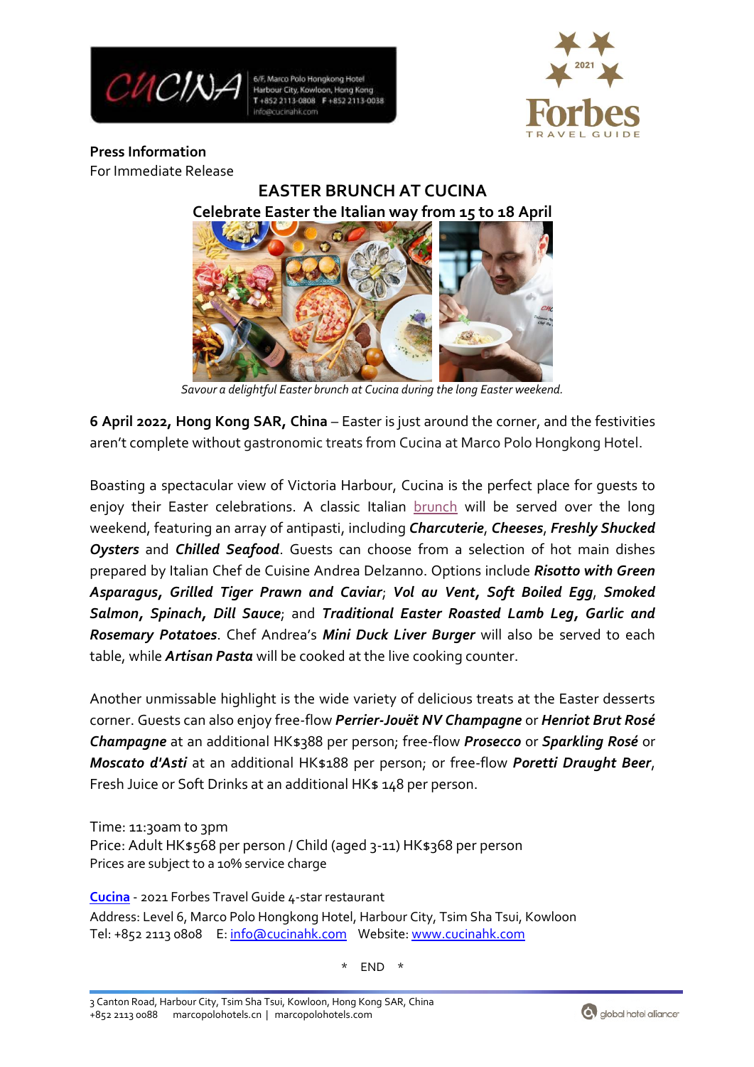**Press Information**
For Immediate Release

# EASTER BRUNCH AT CUCINA

## Celebrate Easter the Italian way from 15 to 18 April

*Savour a delightful Easter brunch at Cucina during the long Easter weekend.*

**6 April 2022, Hong Kong SAR, China** – Easter is just around the corner, and the festivities aren't complete without gastronomic treats from Cucina at Marco Polo Hongkong Hotel.

Boasting a spectacular view of Victoria Harbour, Cucina is the perfect place for guests to enjoy their Easter celebrations. A classic Italian brunch will be served over the long weekend, featuring an array of antipasti, including ***Charcuterie***, ***Cheeses***, ***Freshly Shucked Oysters*** and ***Chilled Seafood***. Guests can choose from a selection of hot main dishes prepared by Italian Chef de Cuisine Andrea Delzanno. Options include ***Risotto with Green Asparagus, Grilled Tiger Prawn and Caviar***; ***Vol au Vent, Soft Boiled Egg, Smoked Salmon, Spinach, Dill Sauce***; and ***Traditional Easter Roasted Lamb Leg, Garlic and Rosemary Potatoes***. Chef Andrea's ***Mini Duck Liver Burger*** will also be served to each table, while ***Artisan Pasta*** will be cooked at the live cooking counter.

Another unmissable highlight is the wide variety of delicious treats at the Easter desserts corner. Guests can also enjoy free-flow ***Perrier-Jouët NV Champagne*** or ***Henriot Brut Rosé Champagne*** at an additional HK$388 per person; free-flow ***Prosecco*** or ***Sparkling Rosé*** or ***Moscato d'Asti*** at an additional HK$188 per person; or free-flow ***Poretti Draught Beer***, Fresh Juice or Soft Drinks at an additional HK$ 148 per person.

Time: 11:30am to 3pm
Price: Adult HK$568 per person / Child (aged 3-11) HK$368 per person
Prices are subject to a 10% service charge

**Cucina** - 2021 Forbes Travel Guide 4-star restaurant
Address: Level 6, Marco Polo Hongkong Hotel, Harbour City, Tsim Sha Tsui, Kowloon
Tel: +852 2113 0808 E: info@cucinahk.com Website: www.cucinahk.com

\* END \*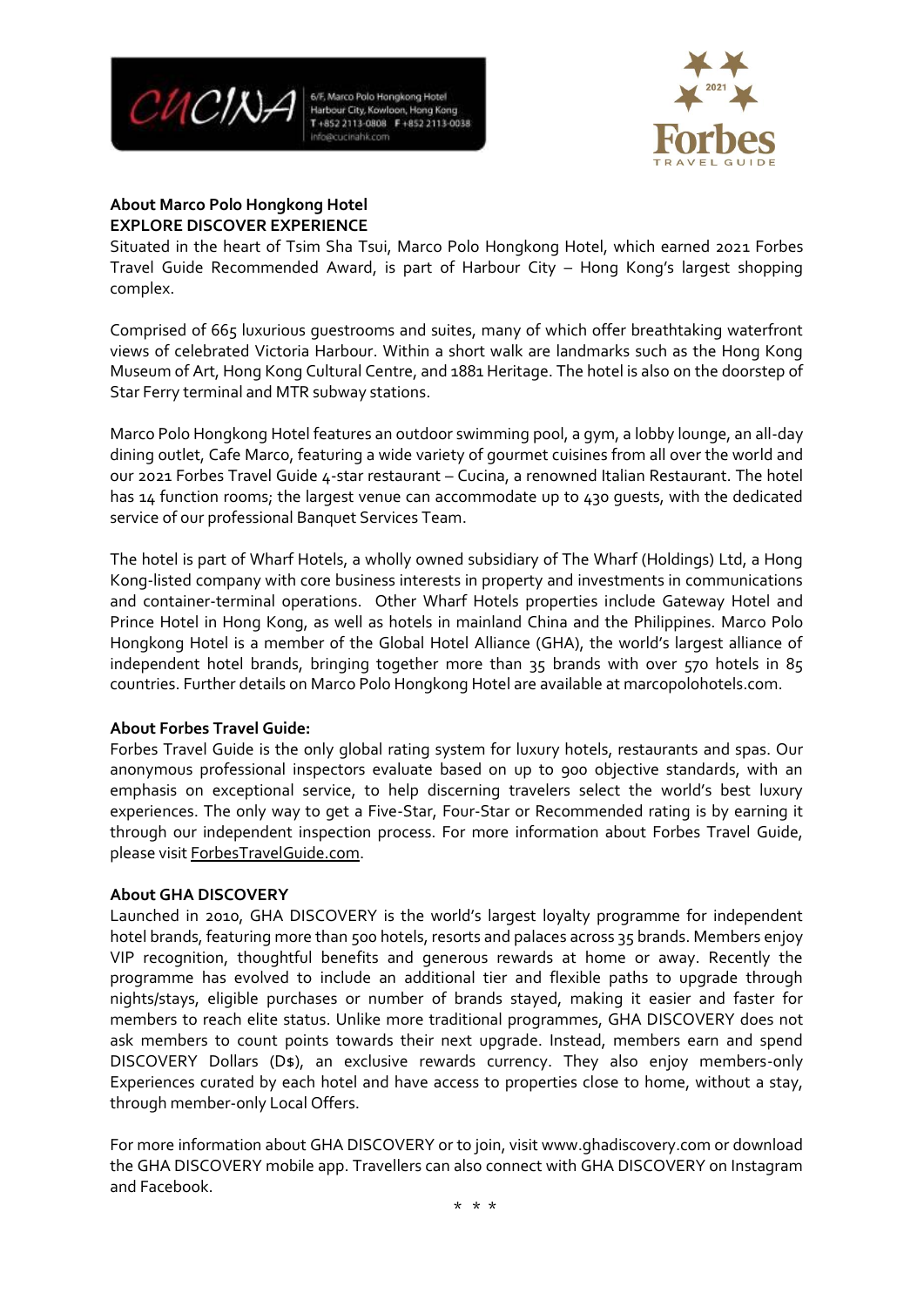**About Marco Polo Hongkong Hotel**
**EXPLORE DISCOVER EXPERIENCE**

Situated in the heart of Tsim Sha Tsui, Marco Polo Hongkong Hotel, which earned 2021 Forbes Travel Guide Recommended Award, is part of Harbour City – Hong Kong's largest shopping complex.

Comprised of 665 luxurious guestrooms and suites, many of which offer breathtaking waterfront views of celebrated Victoria Harbour. Within a short walk are landmarks such as the Hong Kong Museum of Art, Hong Kong Cultural Centre, and 1881 Heritage. The hotel is also on the doorstep of Star Ferry terminal and MTR subway stations.

Marco Polo Hongkong Hotel features an outdoor swimming pool, a gym, a lobby lounge, an all-day dining outlet, Cafe Marco, featuring a wide variety of gourmet cuisines from all over the world and our 2021 Forbes Travel Guide 4-star restaurant – Cucina, a renowned Italian Restaurant. The hotel has 14 function rooms; the largest venue can accommodate up to 430 guests, with the dedicated service of our professional Banquet Services Team.

The hotel is part of Wharf Hotels, a wholly owned subsidiary of The Wharf (Holdings) Ltd, a Hong Kong-listed company with core business interests in property and investments in communications and container-terminal operations. Other Wharf Hotels properties include Gateway Hotel and Prince Hotel in Hong Kong, as well as hotels in mainland China and the Philippines. Marco Polo Hongkong Hotel is a member of the Global Hotel Alliance (GHA), the world's largest alliance of independent hotel brands, bringing together more than 35 brands with over 570 hotels in 85 countries. Further details on Marco Polo Hongkong Hotel are available at marcopolohotels.com.

**About Forbes Travel Guide:**

Forbes Travel Guide is the only global rating system for luxury hotels, restaurants and spas. Our anonymous professional inspectors evaluate based on up to 900 objective standards, with an emphasis on exceptional service, to help discerning travelers select the world's best luxury experiences. The only way to get a Five-Star, Four-Star or Recommended rating is by earning it through our independent inspection process. For more information about Forbes Travel Guide, please visit ForbesTravelGuide.com.

**About GHA DISCOVERY**

Launched in 2010, GHA DISCOVERY is the world's largest loyalty programme for independent hotel brands, featuring more than 500 hotels, resorts and palaces across 35 brands. Members enjoy VIP recognition, thoughtful benefits and generous rewards at home or away. Recently the programme has evolved to include an additional tier and flexible paths to upgrade through nights/stays, eligible purchases or number of brands stayed, making it easier and faster for members to reach elite status. Unlike more traditional programmes, GHA DISCOVERY does not ask members to count points towards their next upgrade. Instead, members earn and spend DISCOVERY Dollars (D$), an exclusive rewards currency. They also enjoy members-only Experiences curated by each hotel and have access to properties close to home, without a stay, through member-only Local Offers.

For more information about GHA DISCOVERY or to join, visit www.ghadiscovery.com or download the GHA DISCOVERY mobile app. Travellers can also connect with GHA DISCOVERY on Instagram and Facebook.

\* \* \*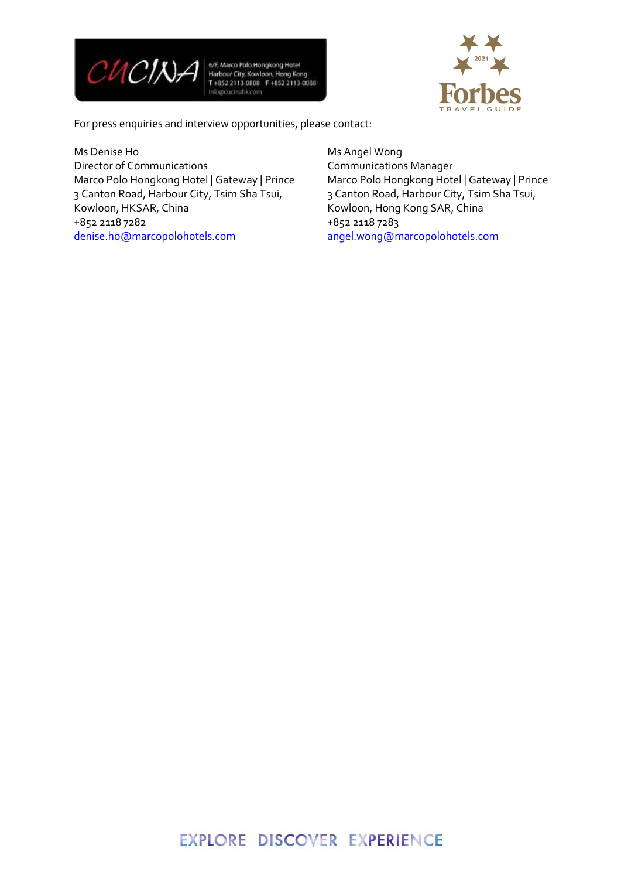For press enquiries and interview opportunities, please contact:

Ms Denise Ho
Director of Communications
Marco Polo Hongkong Hotel | Gateway | Prince
3 Canton Road, Harbour City, Tsim Sha Tsui,
Kowloon, HKSAR, China
+852 2118 7282
denise.ho@marcopolohotels.com

Ms Angel Wong
Communications Manager
Marco Polo Hongkong Hotel | Gateway | Prince
3 Canton Road, Harbour City, Tsim Sha Tsui,
Kowloon, Hong Kong SAR, China
+852 2118 7283
angel.wong@marcopolohotels.com